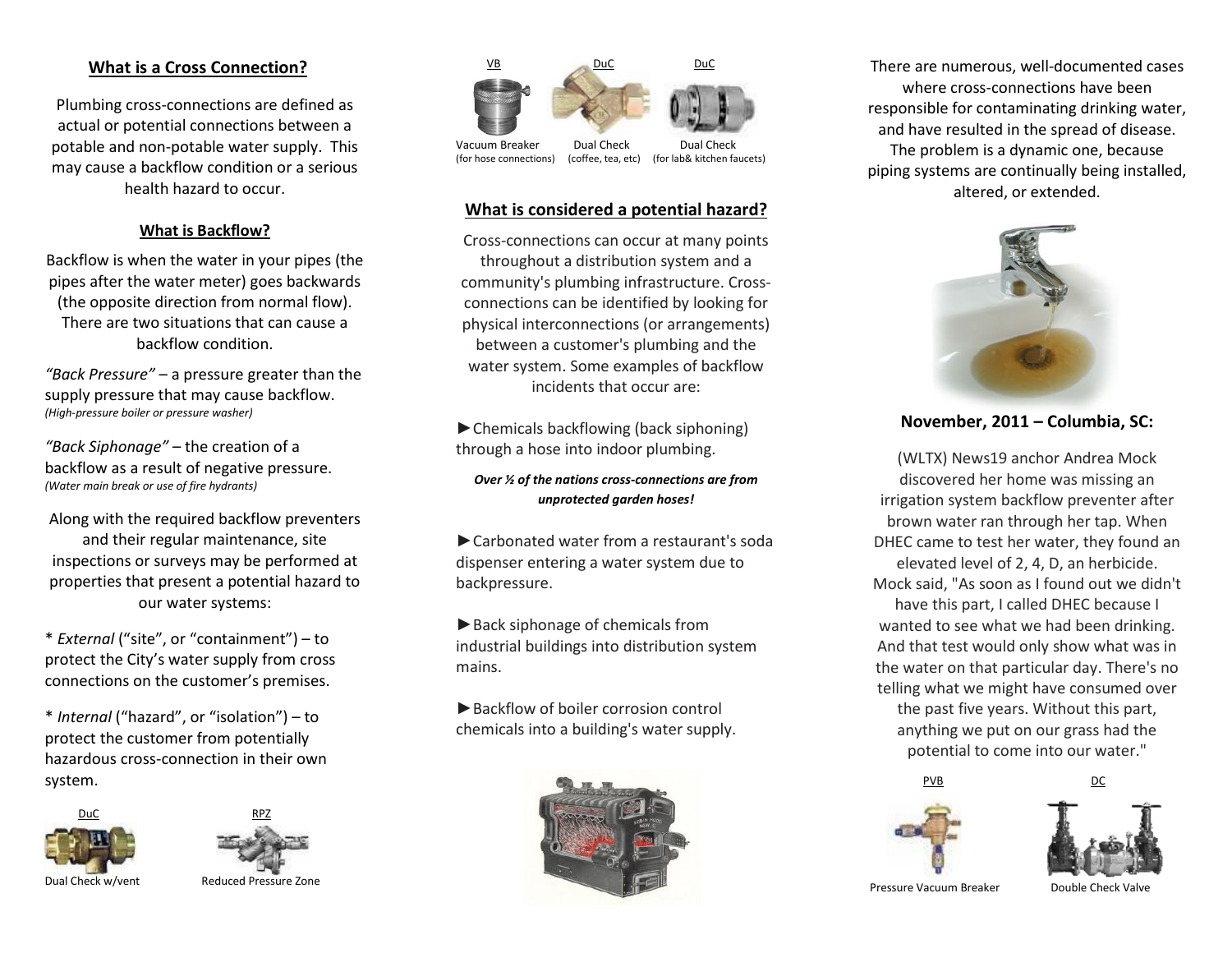## What is a Cross Connection?

Plumbing cross-connections are defined as actual or potential connections between a potable and non-potable water supply. This may cause a backflow condition or a serious health hazard to occur.

### What is Backflow?

Backflow is when the water in your pipes (the pipes after the water meter) goes backwards (the opposite direction from normal flow). There are two situations that can cause a backflow condition.

*"Back Pressure"* – a pressure greater than the supply pressure that may cause backflow.
*(High-pressure boiler or pressure washer)*

*"Back Siphonage"* – the creation of a backflow as a result of negative pressure.
*(Water main break or use of fire hydrants)*

Along with the required backflow preventers and their regular maintenance, site inspections or surveys may be performed at properties that present a potential hazard to our water systems:

* *External* ("site", or "containment") – to protect the City's water supply from cross connections on the customer's premises.

* *Internal* ("hazard", or "isolation") – to protect the customer from potentially hazardous cross-connection in their own system.

DuC — Dual Check w/vent

RPZ — Reduced Pressure Zone

VB — Vacuum Breaker (for hose connections)

DuC — Dual Check (coffee, tea, etc)

DuC — Dual Check (for lab& kitchen faucets)

## What is considered a potential hazard?

Cross-connections can occur at many points throughout a distribution system and a community's plumbing infrastructure. Cross-connections can be identified by looking for physical interconnections (or arrangements) between a customer's plumbing and the water system. Some examples of backflow incidents that occur are:

►Chemicals backflowing (back siphoning) through a hose into indoor plumbing.

***Over ½ of the nations cross-connections are from unprotected garden hoses!***

►Carbonated water from a restaurant's soda dispenser entering a water system due to backpressure.

►Back siphonage of chemicals from industrial buildings into distribution system mains.

►Backflow of boiler corrosion control chemicals into a building's water supply.

There are numerous, well-documented cases where cross-connections have been responsible for contaminating drinking water, and have resulted in the spread of disease. The problem is a dynamic one, because piping systems are continually being installed, altered, or extended.

### November, 2011 – Columbia, SC:

(WLTX) News19 anchor Andrea Mock discovered her home was missing an irrigation system backflow preventer after brown water ran through her tap. When DHEC came to test her water, they found an elevated level of 2, 4, D, an herbicide. Mock said, "As soon as I found out we didn't have this part, I called DHEC because I wanted to see what we had been drinking. And that test would only show what was in the water on that particular day. There's no telling what we might have consumed over the past five years. Without this part, anything we put on our grass had the potential to come into our water."

PVB — Pressure Vacuum Breaker

DC — Double Check Valve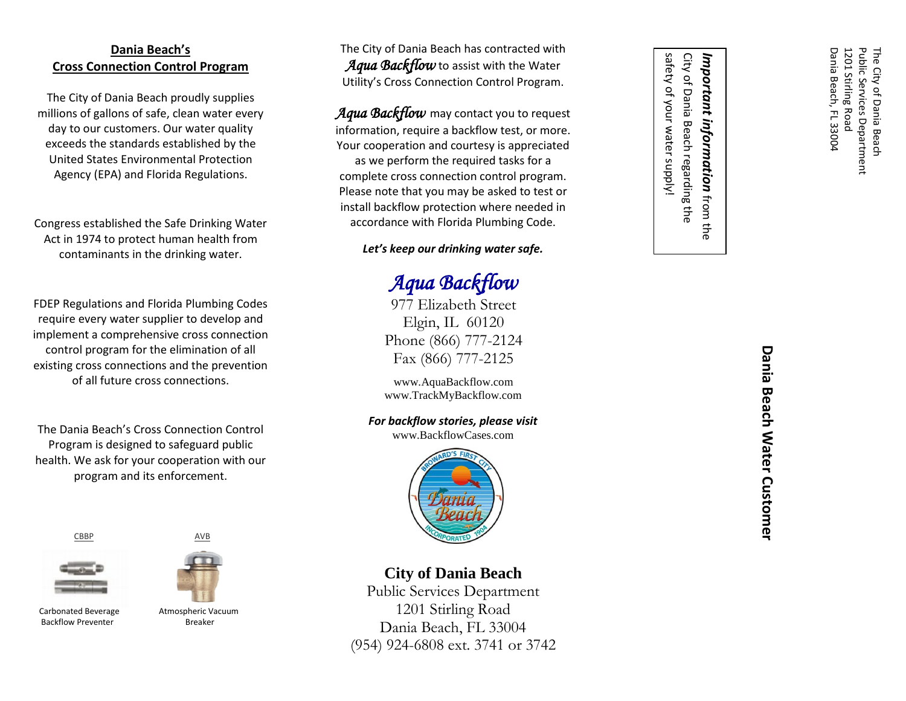## Dania Beach's Cross Connection Control Program

The City of Dania Beach proudly supplies millions of gallons of safe, clean water every day to our customers. Our water quality exceeds the standards established by the United States Environmental Protection Agency (EPA) and Florida Regulations.

Congress established the Safe Drinking Water Act in 1974 to protect human health from contaminants in the drinking water.

FDEP Regulations and Florida Plumbing Codes require every water supplier to develop and implement a comprehensive cross connection control program for the elimination of all existing cross connections and the prevention of all future cross connections.

The Dania Beach's Cross Connection Control Program is designed to safeguard public health. We ask for your cooperation with our program and its enforcement.

CBBP

Carbonated Beverage Backflow Preventer

AVB

Atmospheric Vacuum Breaker

The City of Dania Beach has contracted with *Aqua Backflow* to assist with the Water Utility's Cross Connection Control Program.

*Aqua Backflow* may contact you to request information, require a backflow test, or more. Your cooperation and courtesy is appreciated as we perform the required tasks for a complete cross connection control program. Please note that you may be asked to test or install backflow protection where needed in accordance with Florida Plumbing Code.

***Let's keep our drinking water safe.***

*Aqua Backflow*
977 Elizabeth Street
Elgin, IL 60120
Phone (866) 777-2124
Fax (866) 777-2125

www.AquaBackflow.com
www.TrackMyBackflow.com

***For backflow stories, please visit***
www.BackflowCases.com

BROWARD'S FIRST CITY
Dania Beach
INCORPORATED 1904

**City of Dania Beach**
Public Services Department
1201 Stirling Road
Dania Beach, FL 33004
(954) 924-6808 ext. 3741 or 3742

***Important information*** from the City of Dania Beach regarding the safety of your water supply!

The City of Dania Beach
Public Services Department
1201 Stirling Road
Dania Beach, FL 33004

**Dania Beach Water Customer**